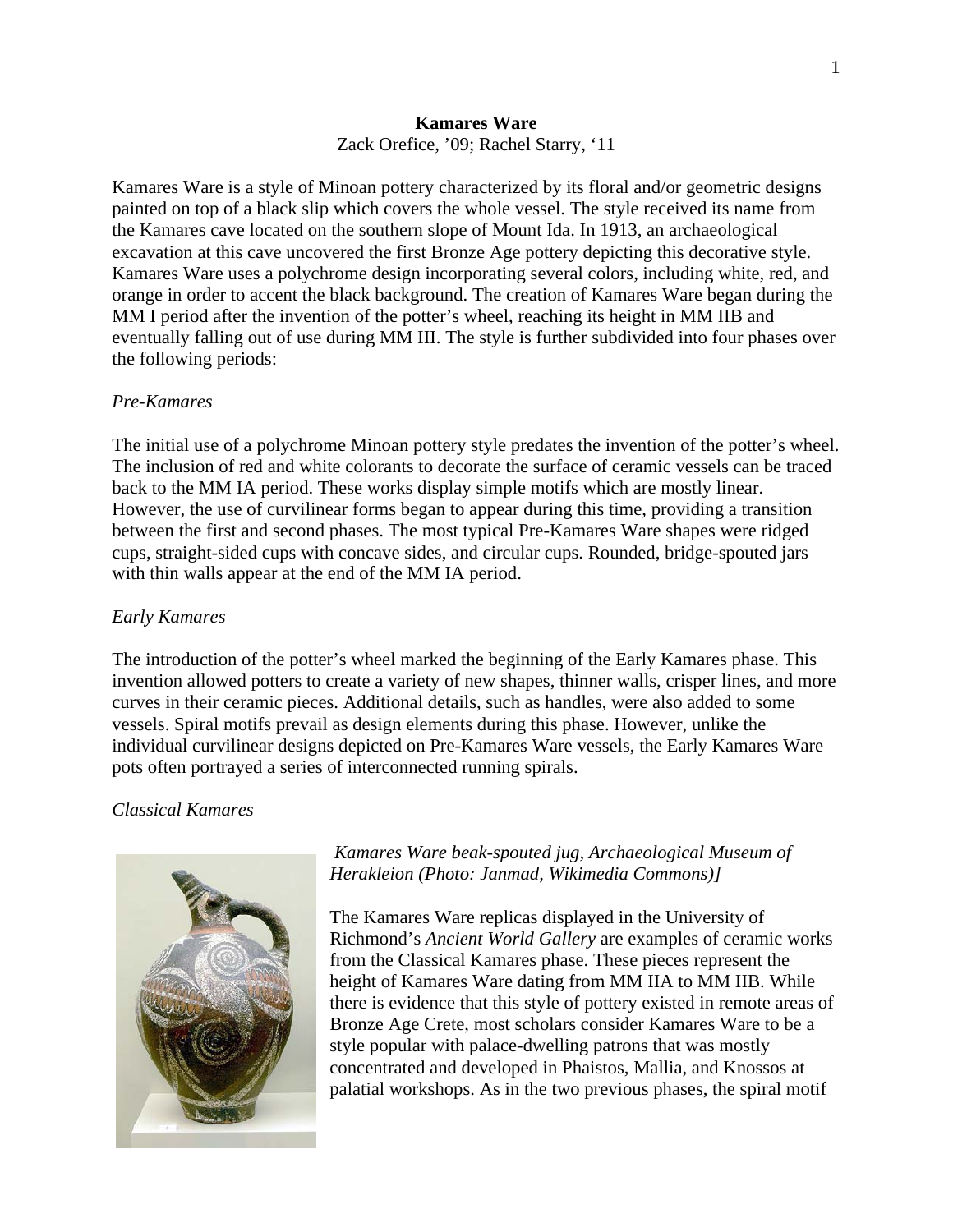# Kamares Ware

Zack Orefice, '09; Rachel Starry, '11

Kamares Ware is a style of Minoan pottery characterized by its floral and/or geometric designs painted on top of a black slip which covers the whole vessel. The style received its name from the Kamares cave located on the southern slope of Mount Ida. In 1913, an archaeological excavation at this cave uncovered the first Bronze Age pottery depicting this decorative style. Kamares Ware uses a polychrome design incorporating several colors, including white, red, and orange in order to accent the black background. The creation of Kamares Ware began during the MM I period after the invention of the potter's wheel, reaching its height in MM IIB and eventually falling out of use during MM III. The style is further subdivided into four phases over the following periods:

*Pre-Kamares*

The initial use of a polychrome Minoan pottery style predates the invention of the potter's wheel. The inclusion of red and white colorants to decorate the surface of ceramic vessels can be traced back to the MM IA period. These works display simple motifs which are mostly linear. However, the use of curvilinear forms began to appear during this time, providing a transition between the first and second phases. The most typical Pre-Kamares Ware shapes were ridged cups, straight-sided cups with concave sides, and circular cups. Rounded, bridge-spouted jars with thin walls appear at the end of the MM IA period.

*Early Kamares*

The introduction of the potter's wheel marked the beginning of the Early Kamares phase. This invention allowed potters to create a variety of new shapes, thinner walls, crisper lines, and more curves in their ceramic pieces. Additional details, such as handles, were also added to some vessels. Spiral motifs prevail as design elements during this phase. However, unlike the individual curvilinear designs depicted on Pre-Kamares Ware vessels, the Early Kamares Ware pots often portrayed a series of interconnected running spirals.

*Classical Kamares*

*Kamares Ware beak-spouted jug, Archaeological Museum of Herakleion (Photo: Janmad, Wikimedia Commons)]*

The Kamares Ware replicas displayed in the University of Richmond's *Ancient World Gallery* are examples of ceramic works from the Classical Kamares phase. These pieces represent the height of Kamares Ware dating from MM IIA to MM IIB. While there is evidence that this style of pottery existed in remote areas of Bronze Age Crete, most scholars consider Kamares Ware to be a style popular with palace-dwelling patrons that was mostly concentrated and developed in Phaistos, Mallia, and Knossos at palatial workshops. As in the two previous phases, the spiral motif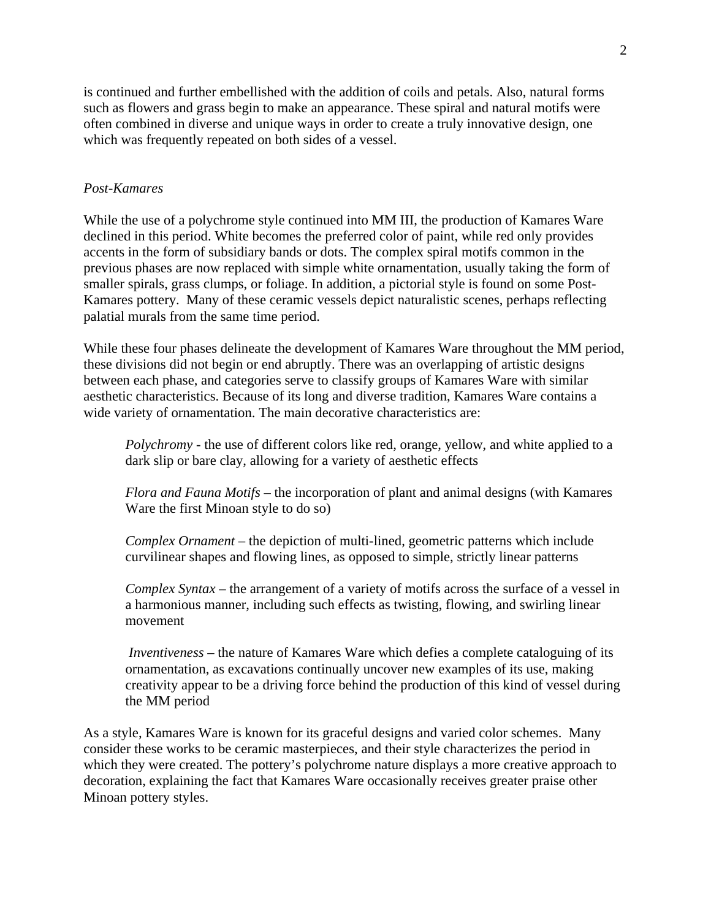is continued and further embellished with the addition of coils and petals. Also, natural forms such as flowers and grass begin to make an appearance. These spiral and natural motifs were often combined in diverse and unique ways in order to create a truly innovative design, one which was frequently repeated on both sides of a vessel.

*Post-Kamares*

While the use of a polychrome style continued into MM III, the production of Kamares Ware declined in this period. White becomes the preferred color of paint, while red only provides accents in the form of subsidiary bands or dots. The complex spiral motifs common in the previous phases are now replaced with simple white ornamentation, usually taking the form of smaller spirals, grass clumps, or foliage. In addition, a pictorial style is found on some Post-Kamares pottery. Many of these ceramic vessels depict naturalistic scenes, perhaps reflecting palatial murals from the same time period.

While these four phases delineate the development of Kamares Ware throughout the MM period, these divisions did not begin or end abruptly. There was an overlapping of artistic designs between each phase, and categories serve to classify groups of Kamares Ware with similar aesthetic characteristics. Because of its long and diverse tradition, Kamares Ware contains a wide variety of ornamentation. The main decorative characteristics are:

> *Polychromy* - the use of different colors like red, orange, yellow, and white applied to a dark slip or bare clay, allowing for a variety of aesthetic effects
>
> *Flora and Fauna Motifs* – the incorporation of plant and animal designs (with Kamares Ware the first Minoan style to do so)
>
> *Complex Ornament* – the depiction of multi-lined, geometric patterns which include curvilinear shapes and flowing lines, as opposed to simple, strictly linear patterns
>
> *Complex Syntax* – the arrangement of a variety of motifs across the surface of a vessel in a harmonious manner, including such effects as twisting, flowing, and swirling linear movement
>
> *Inventiveness* – the nature of Kamares Ware which defies a complete cataloguing of its ornamentation, as excavations continually uncover new examples of its use, making creativity appear to be a driving force behind the production of this kind of vessel during the MM period

As a style, Kamares Ware is known for its graceful designs and varied color schemes. Many consider these works to be ceramic masterpieces, and their style characterizes the period in which they were created. The pottery's polychrome nature displays a more creative approach to decoration, explaining the fact that Kamares Ware occasionally receives greater praise other Minoan pottery styles.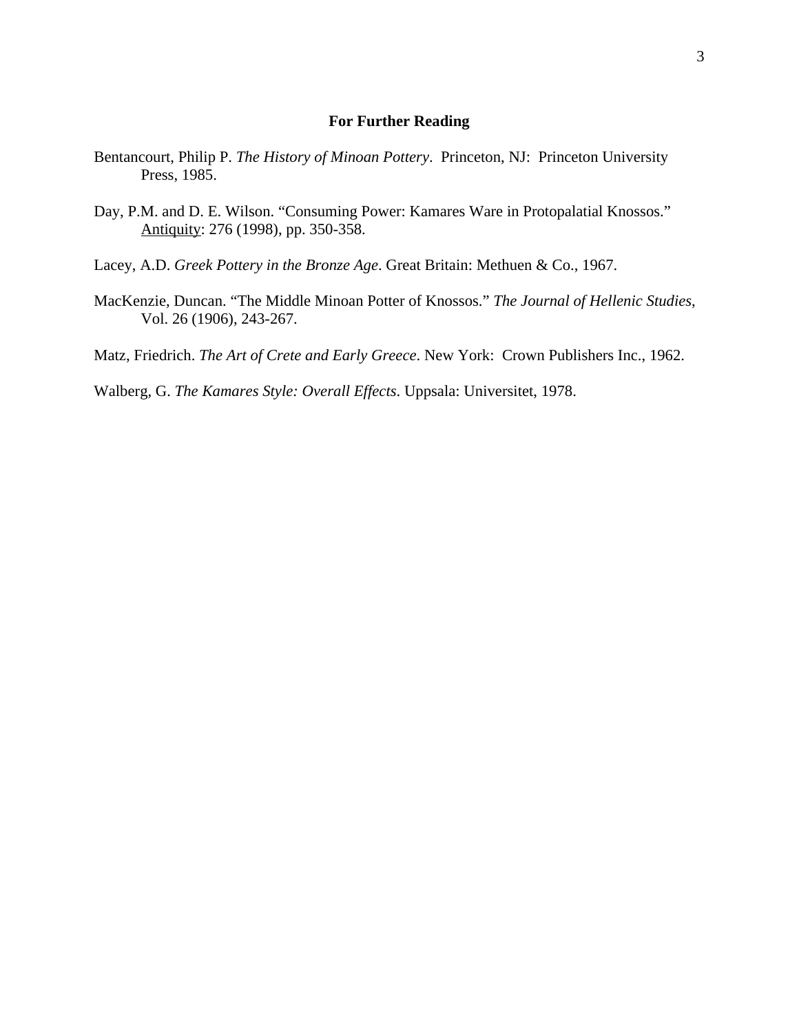## For Further Reading

Bentancourt, Philip P. *The History of Minoan Pottery*. Princeton, NJ: Princeton University Press, 1985.

Day, P.M. and D. E. Wilson. "Consuming Power: Kamares Ware in Protopalatial Knossos." Antiquity: 276 (1998), pp. 350-358.

Lacey, A.D. *Greek Pottery in the Bronze Age*. Great Britain: Methuen & Co., 1967.

MacKenzie, Duncan. "The Middle Minoan Potter of Knossos." *The Journal of Hellenic Studies*, Vol. 26 (1906), 243-267.

Matz, Friedrich. *The Art of Crete and Early Greece*. New York: Crown Publishers Inc., 1962.

Walberg, G. *The Kamares Style: Overall Effects*. Uppsala: Universitet, 1978.